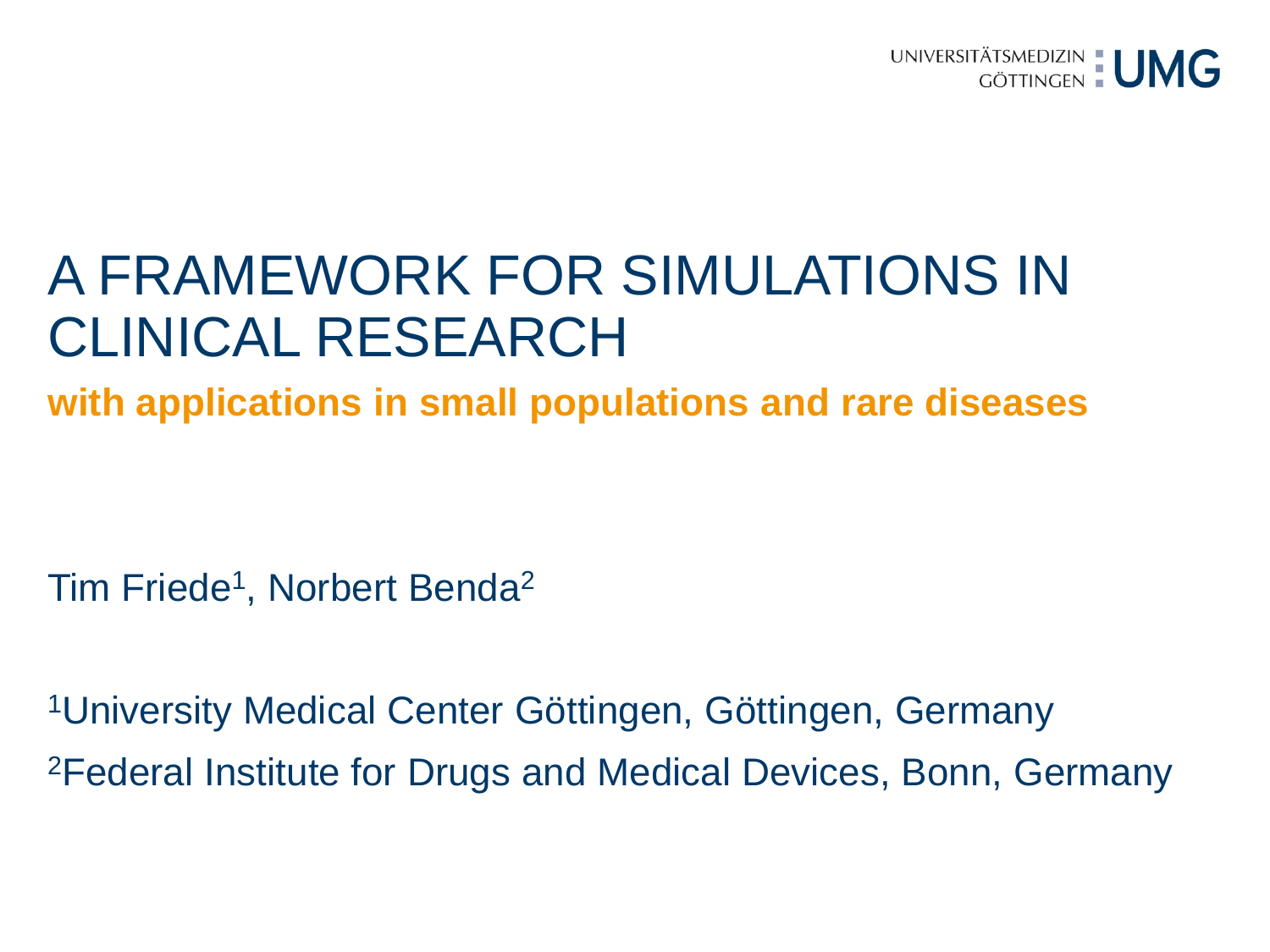# A FRAMEWORK FOR SIMULATIONS IN CLINICAL RESEARCH

**with applications in small populations and rare diseases**

Tim Friede[1], Norbert Benda[2]

[1]University Medical Center Göttingen, Göttingen, Germany

[2]Federal Institute for Drugs and Medical Devices, Bonn, Germany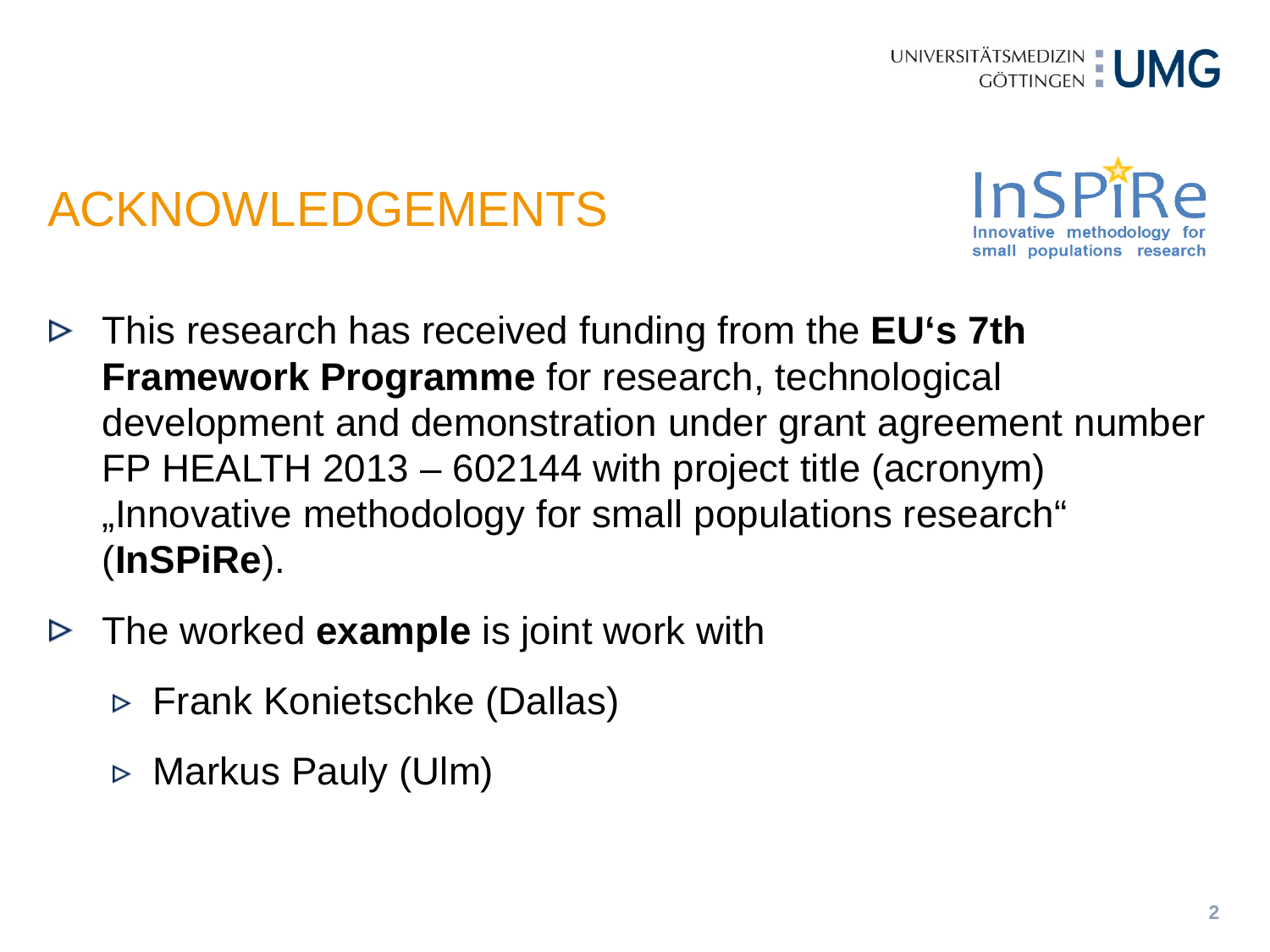# ACKNOWLEDGEMENTS

- This research has received funding from the **EU's 7th Framework Programme** for research, technological development and demonstration under grant agreement number FP HEALTH 2013 – 602144 with project title (acronym) „Innovative methodology for small populations research“ (**InSPiRe**).
- The worked **example** is joint work with
  - Frank Konietschke (Dallas)
  - Markus Pauly (Ulm)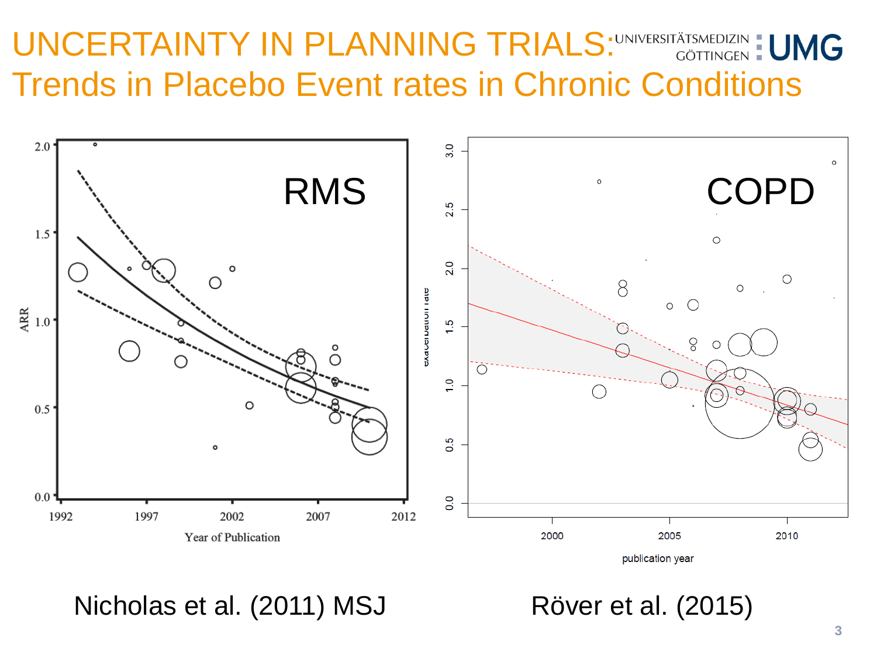# UNCERTAINTY IN PLANNING TRIALS: Trends in Placebo Event rates in Chronic Conditions

Nicholas et al. (2011) MSJ

Röver et al. (2015)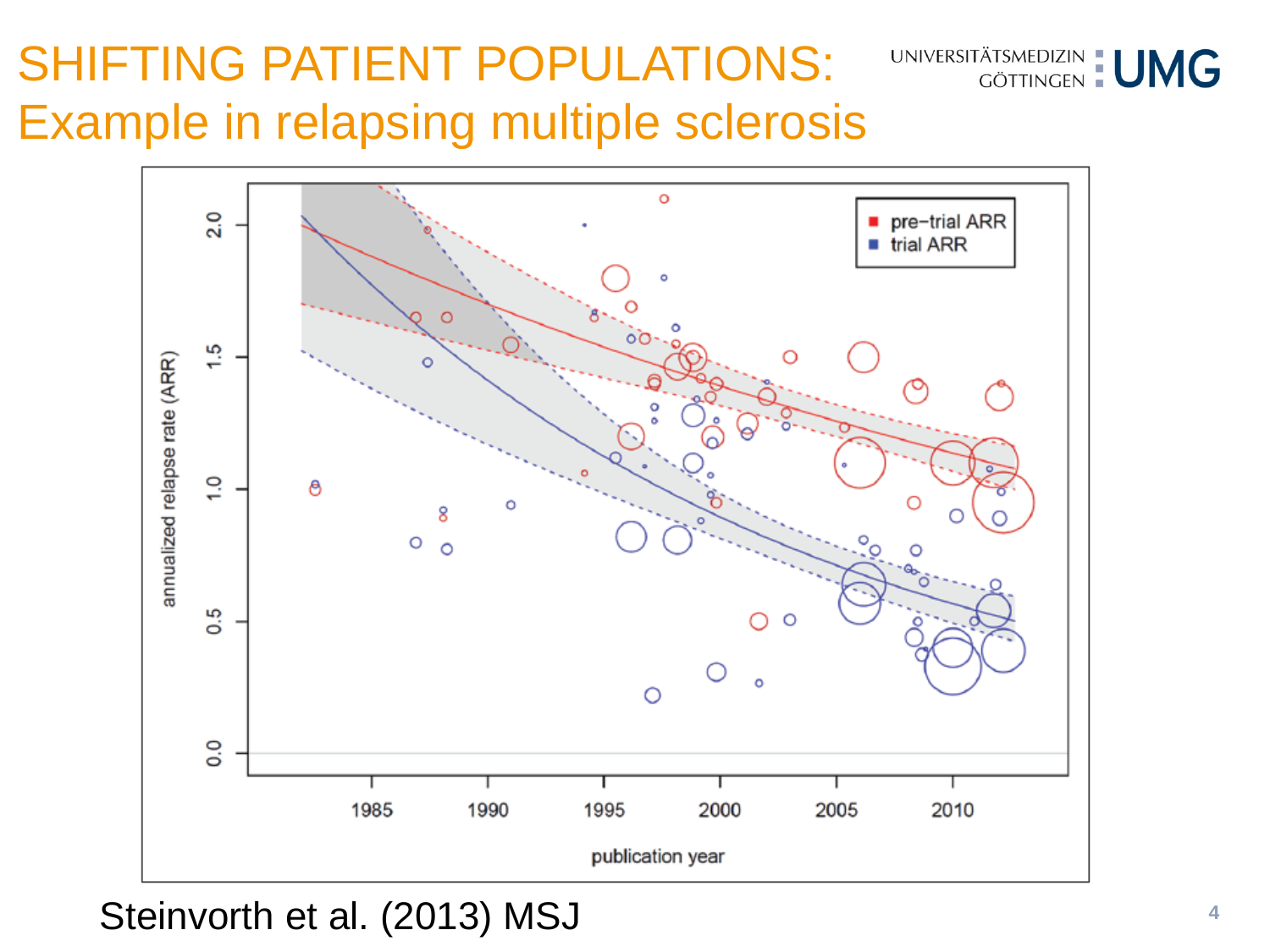# SHIFTING PATIENT POPULATIONS: Example in relapsing multiple sclerosis

Steinvorth et al. (2013) MSJ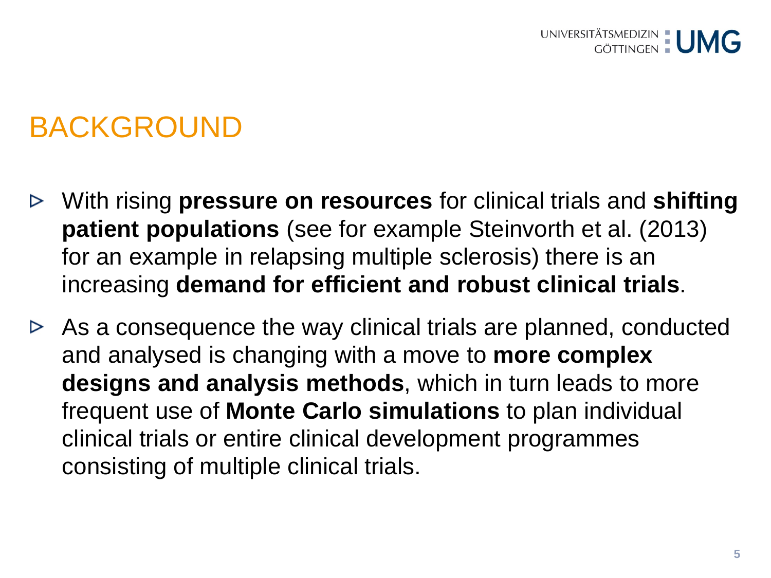# BACKGROUND

- With rising **pressure on resources** for clinical trials and **shifting patient populations** (see for example Steinvorth et al. (2013) for an example in relapsing multiple sclerosis) there is an increasing **demand for efficient and robust clinical trials**.
- As a consequence the way clinical trials are planned, conducted and analysed is changing with a move to **more complex designs and analysis methods**, which in turn leads to more frequent use of **Monte Carlo simulations** to plan individual clinical trials or entire clinical development programmes consisting of multiple clinical trials.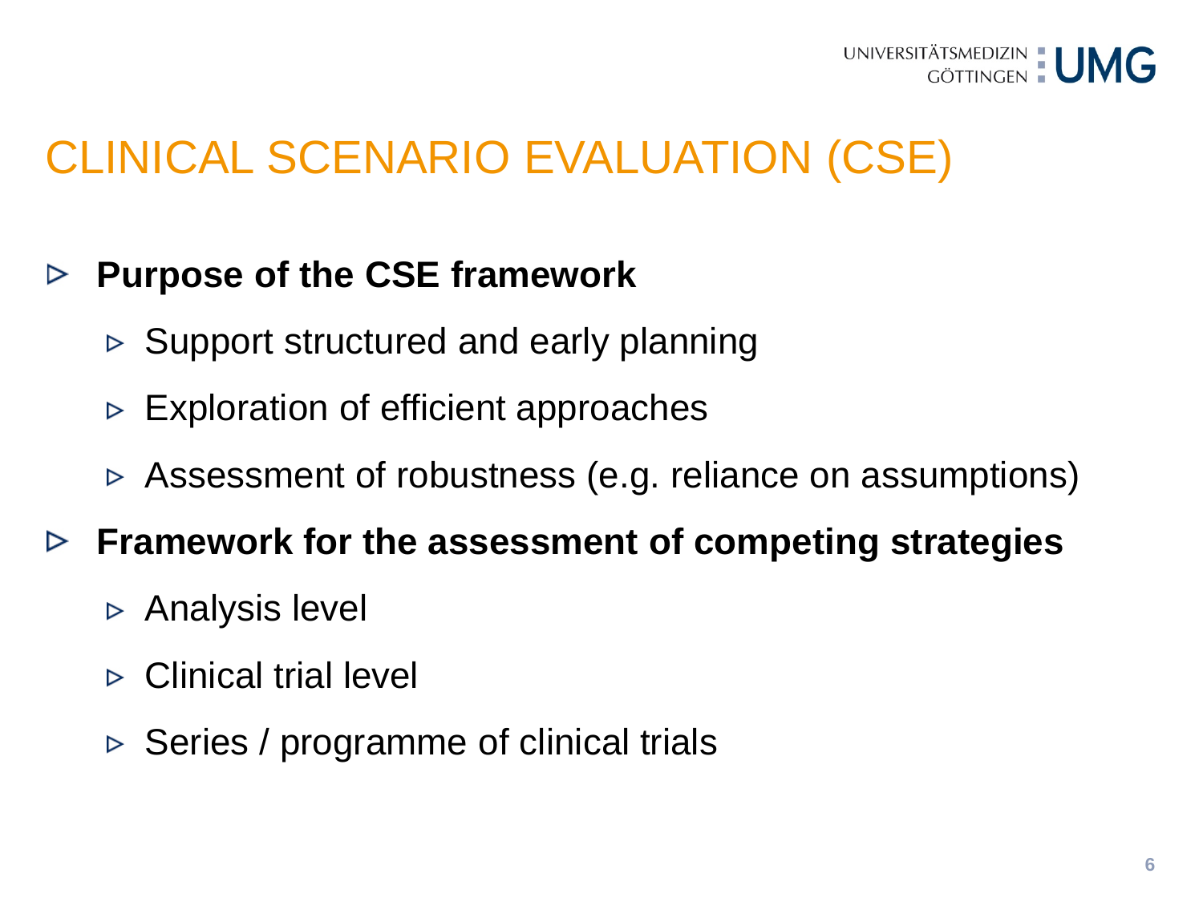# CLINICAL SCENARIO EVALUATION (CSE)

- **Purpose of the CSE framework**
  - Support structured and early planning
  - Exploration of efficient approaches
  - Assessment of robustness (e.g. reliance on assumptions)
- **Framework for the assessment of competing strategies**
  - Analysis level
  - Clinical trial level
  - Series / programme of clinical trials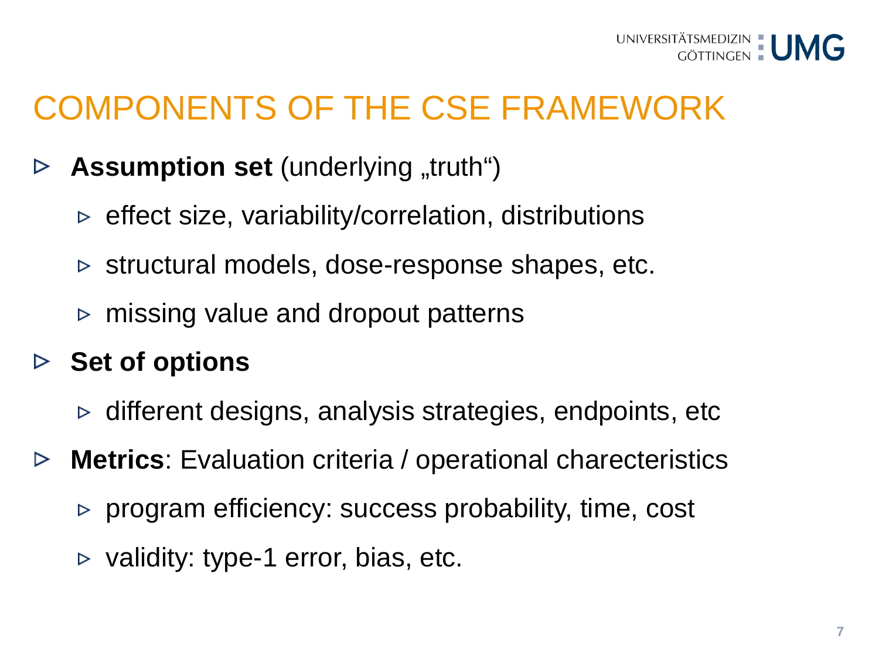# COMPONENTS OF THE CSE FRAMEWORK

- **Assumption set** (underlying „truth“)
  - effect size, variability/correlation, distributions
  - structural models, dose-response shapes, etc.
  - missing value and dropout patterns
- **Set of options**
  - different designs, analysis strategies, endpoints, etc
- **Metrics**: Evaluation criteria / operational charecteristics
  - program efficiency: success probability, time, cost
  - validity: type-1 error, bias, etc.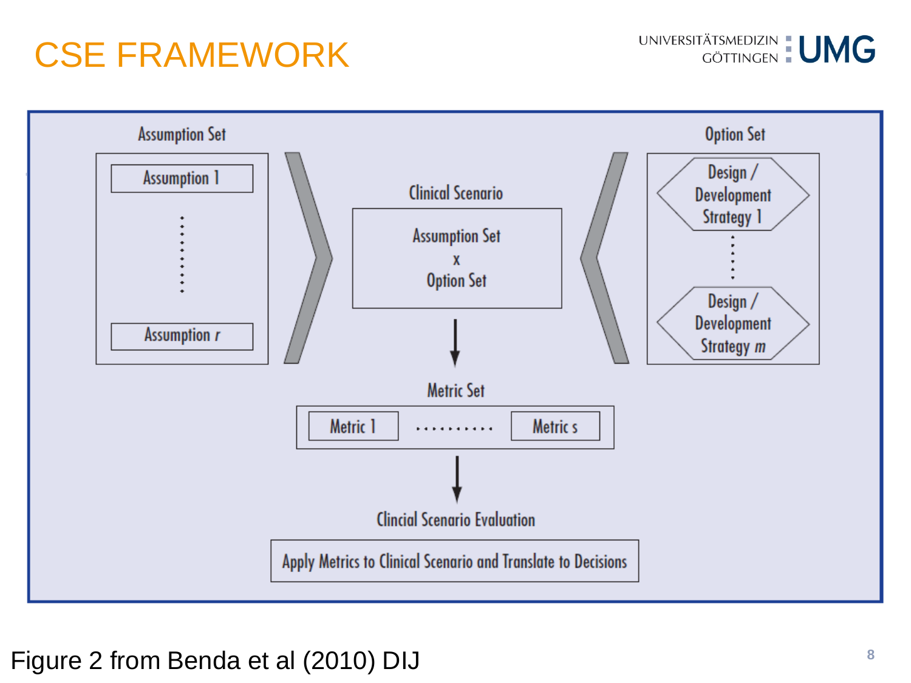# CSE FRAMEWORK

Assumption Set

Assumption 1

⋮

Assumption *r*

Clinical Scenario

Assumption Set
x
Option Set

Option Set

Design / Development Strategy 1

⋮

Design / Development Strategy *m*

Metric Set

Metric 1 .......... Metric s

Clincial Scenario Evaluation

Apply Metrics to Clinical Scenario and Translate to Decisions

Figure 2 from Benda et al (2010) DIJ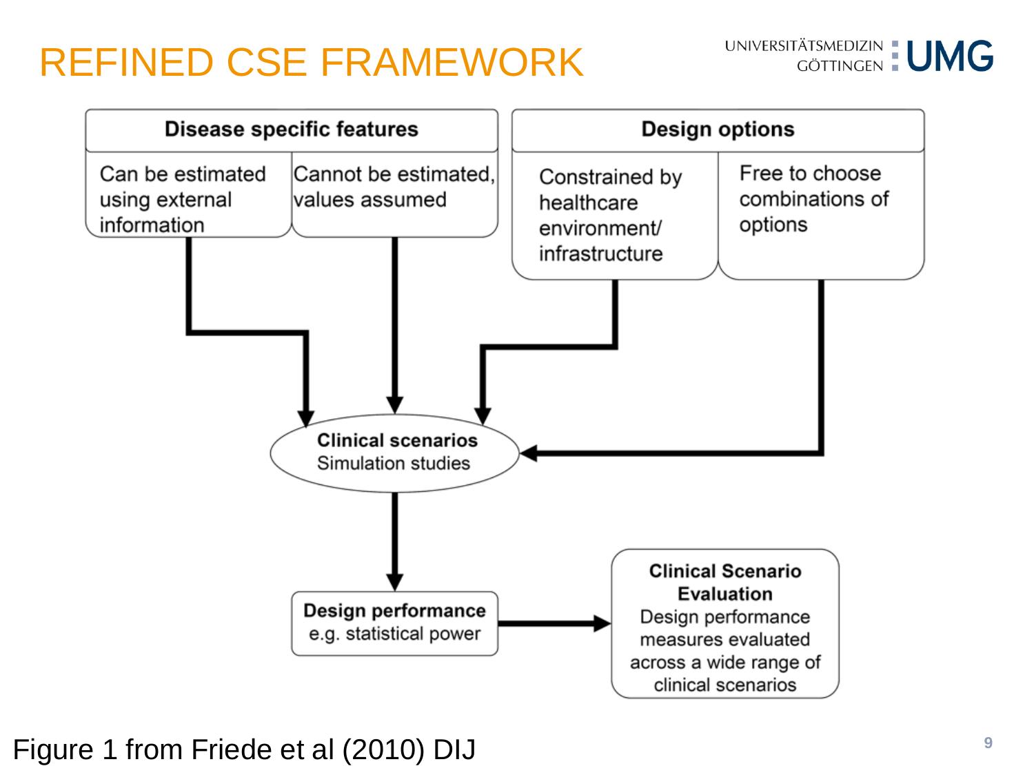# REFINED CSE FRAMEWORK

**Disease specific features**

- Can be estimated using external information
- Cannot be estimated, values assumed

**Design options**

- Constrained by healthcare environment/ infrastructure
- Free to choose combinations of options

**Clinical scenarios**
Simulation studies

**Design performance**
e.g. statistical power

**Clinical Scenario Evaluation**
Design performance measures evaluated across a wide range of clinical scenarios

Figure 1 from Friede et al (2010) DIJ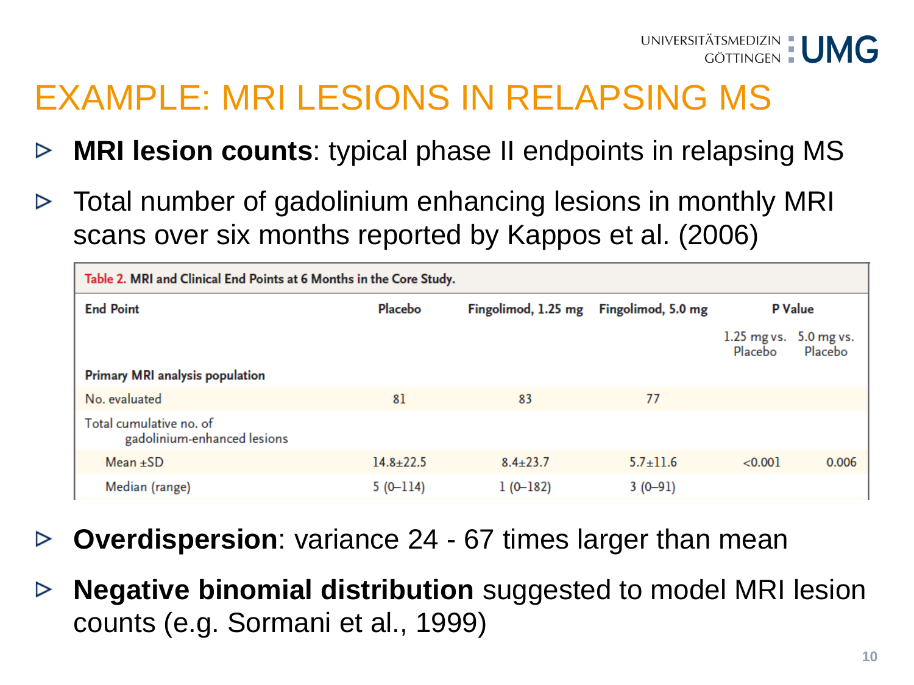# EXAMPLE: MRI LESIONS IN RELAPSING MS

- **MRI lesion counts**: typical phase II endpoints in relapsing MS
- Total number of gadolinium enhancing lesions in monthly MRI scans over six months reported by Kappos et al. (2006)

**Table 2.** MRI and Clinical End Points at 6 Months in the Core Study.

| End Point | Placebo | Fingolimod, 1.25 mg | Fingolimod, 5.0 mg | P Value | |
|---|---|---|---|---|---|
| | | | | 1.25 mg vs. Placebo | 5.0 mg vs. Placebo |
| **Primary MRI analysis population** | | | | | |
| No. evaluated | 81 | 83 | 77 | | |
| Total cumulative no. of gadolinium-enhanced lesions | | | | | |
| Mean ±SD | 14.8±22.5 | 8.4±23.7 | 5.7±11.6 | <0.001 | 0.006 |
| Median (range) | 5 (0–114) | 1 (0–182) | 3 (0–91) | | |

- **Overdispersion**: variance 24 - 67 times larger than mean
- **Negative binomial distribution** suggested to model MRI lesion counts (e.g. Sormani et al., 1999)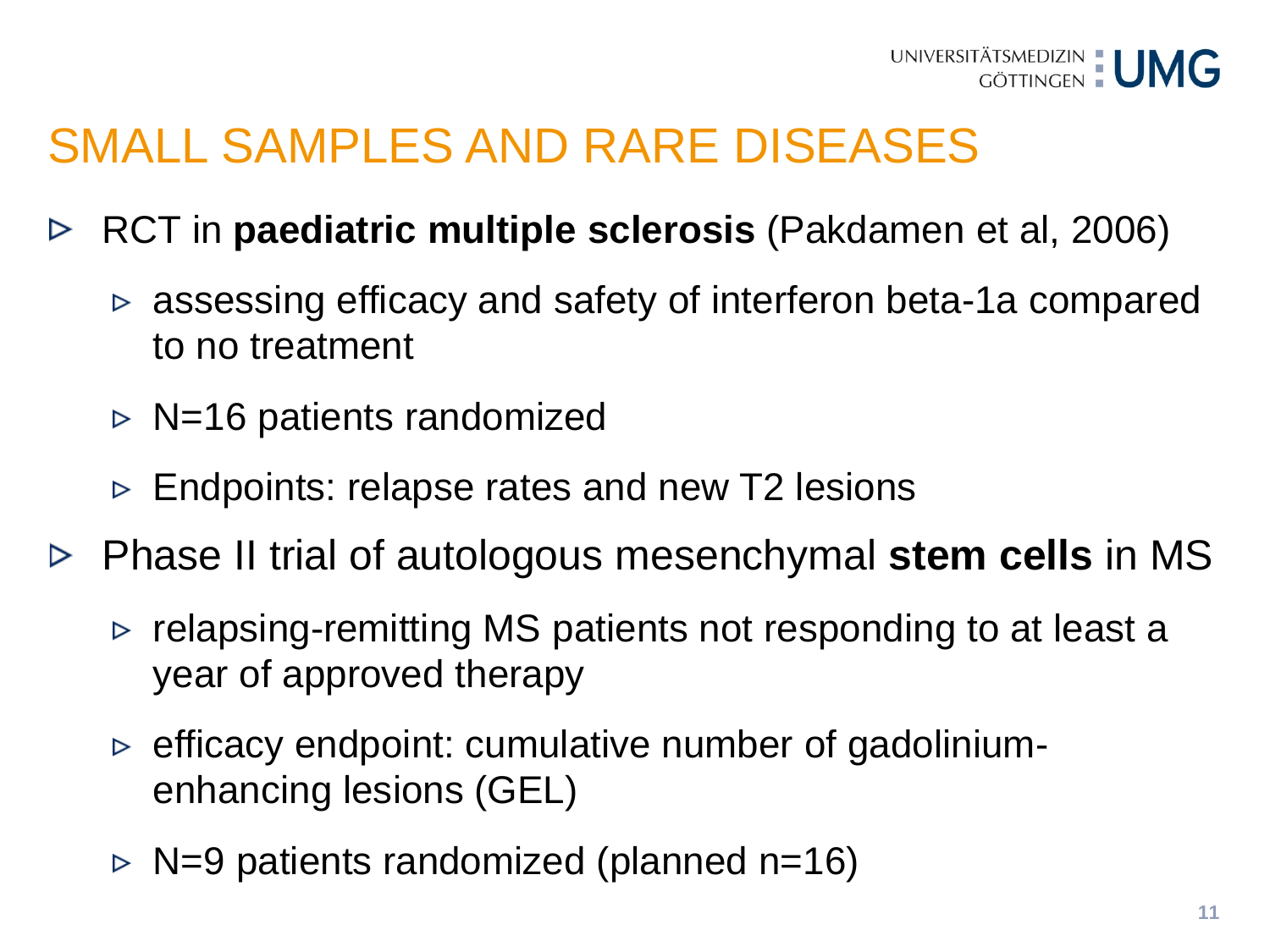# SMALL SAMPLES AND RARE DISEASES

- RCT in **paediatric multiple sclerosis** (Pakdamen et al, 2006)
  - assessing efficacy and safety of interferon beta-1a compared to no treatment
  - N=16 patients randomized
  - Endpoints: relapse rates and new T2 lesions
- Phase II trial of autologous mesenchymal **stem cells** in MS
  - relapsing-remitting MS patients not responding to at least a year of approved therapy
  - efficacy endpoint: cumulative number of gadolinium-enhancing lesions (GEL)
  - N=9 patients randomized (planned n=16)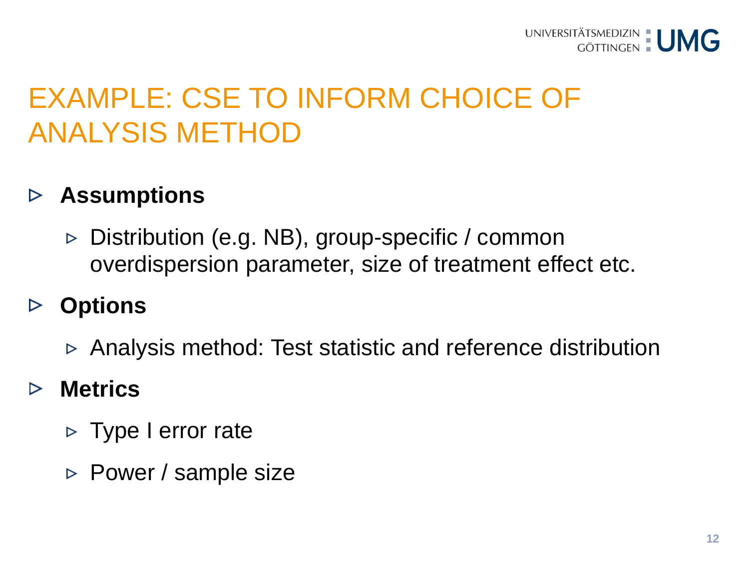# EXAMPLE: CSE TO INFORM CHOICE OF ANALYSIS METHOD

- **Assumptions**
  - Distribution (e.g. NB), group-specific / common overdispersion parameter, size of treatment effect etc.
- **Options**
  - Analysis method: Test statistic and reference distribution
- **Metrics**
  - Type I error rate
  - Power / sample size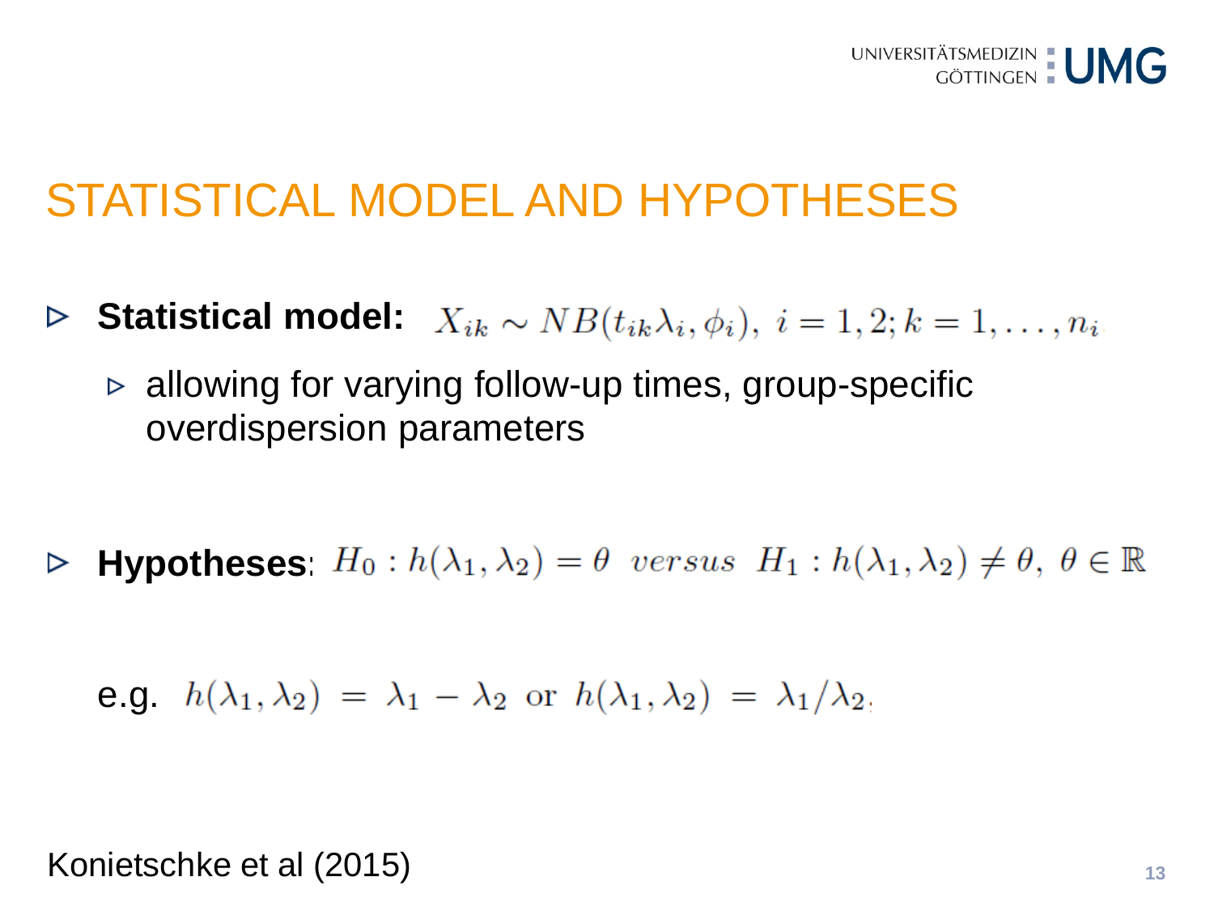# STATISTICAL MODEL AND HYPOTHESES

- **Statistical model:** $X_{ik} \sim NB(t_{ik}\lambda_i, \phi_i),\ i = 1, 2; k = 1, \ldots, n_i$
  - allowing for varying follow-up times, group-specific overdispersion parameters

- **Hypotheses**: $H_0 : h(\lambda_1, \lambda_2) = \theta \ \ versus \ \ H_1 : h(\lambda_1, \lambda_2) \neq \theta,\ \theta \in \mathbb{R}$

  e.g. $h(\lambda_1, \lambda_2) \ = \ \lambda_1 - \lambda_2$ or $h(\lambda_1, \lambda_2) \ = \ \lambda_1 / \lambda_2$

Konietschke et al (2015)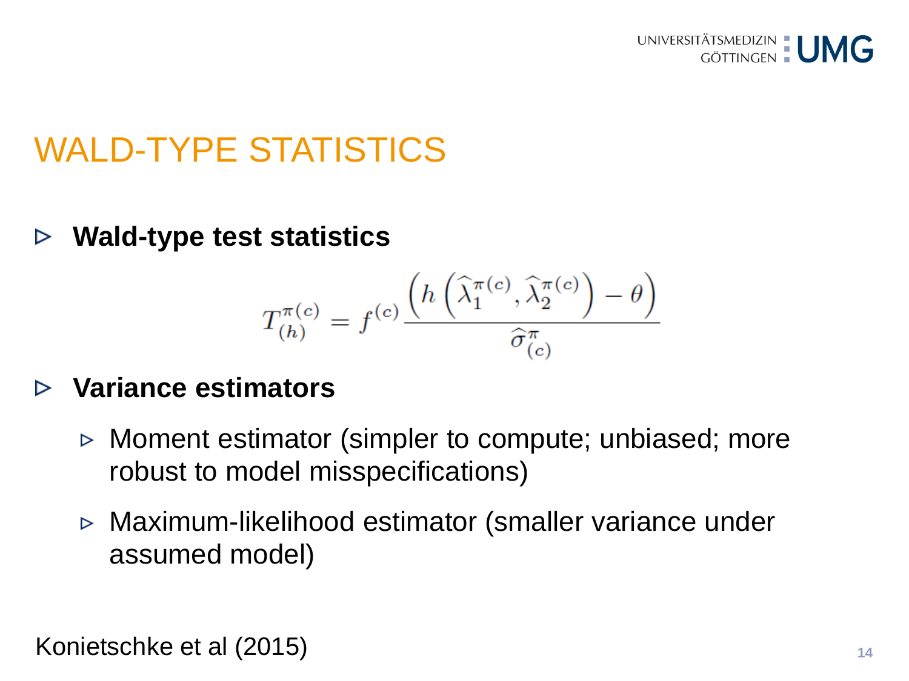# WALD-TYPE STATISTICS

- **Wald-type test statistics**

$$T_{(h)}^{\pi(c)} = f^{(c)} \frac{\left(h\left(\widehat{\lambda}_1^{\pi(c)}, \widehat{\lambda}_2^{\pi(c)}\right) - \theta\right)}{\widehat{\sigma}_{(c)}^{\pi}}$$

- **Variance estimators**
  - Moment estimator (simpler to compute; unbiased; more robust to model misspecifications)
  - Maximum-likelihood estimator (smaller variance under assumed model)

Konietschke et al (2015)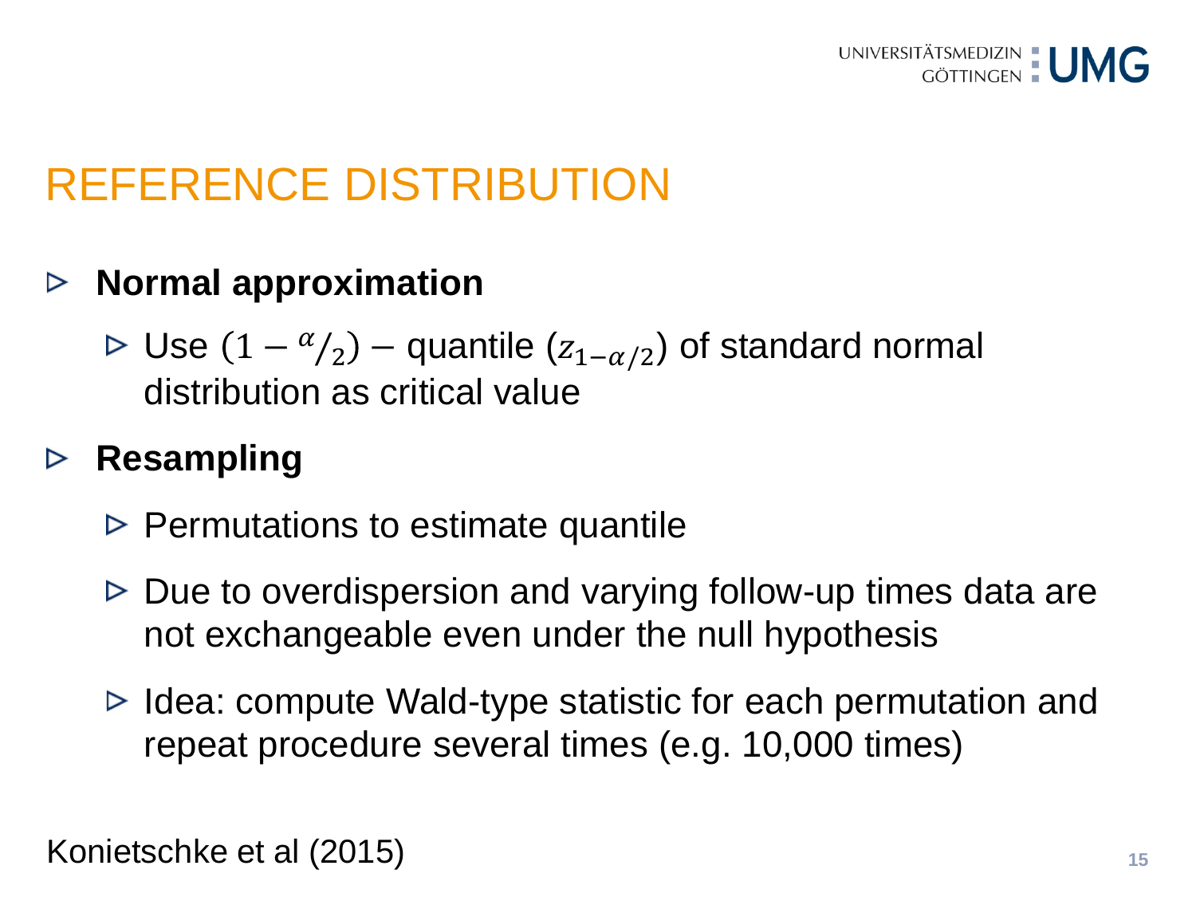# REFERENCE DISTRIBUTION

- **Normal approximation**
  - Use $(1 - {}^{\alpha}/_{2})$ – quantile ($z_{1-\alpha/2}$) of standard normal distribution as critical value
- **Resampling**
  - Permutations to estimate quantile
  - Due to overdispersion and varying follow-up times data are not exchangeable even under the null hypothesis
  - Idea: compute Wald-type statistic for each permutation and repeat procedure several times (e.g. 10,000 times)

Konietschke et al (2015)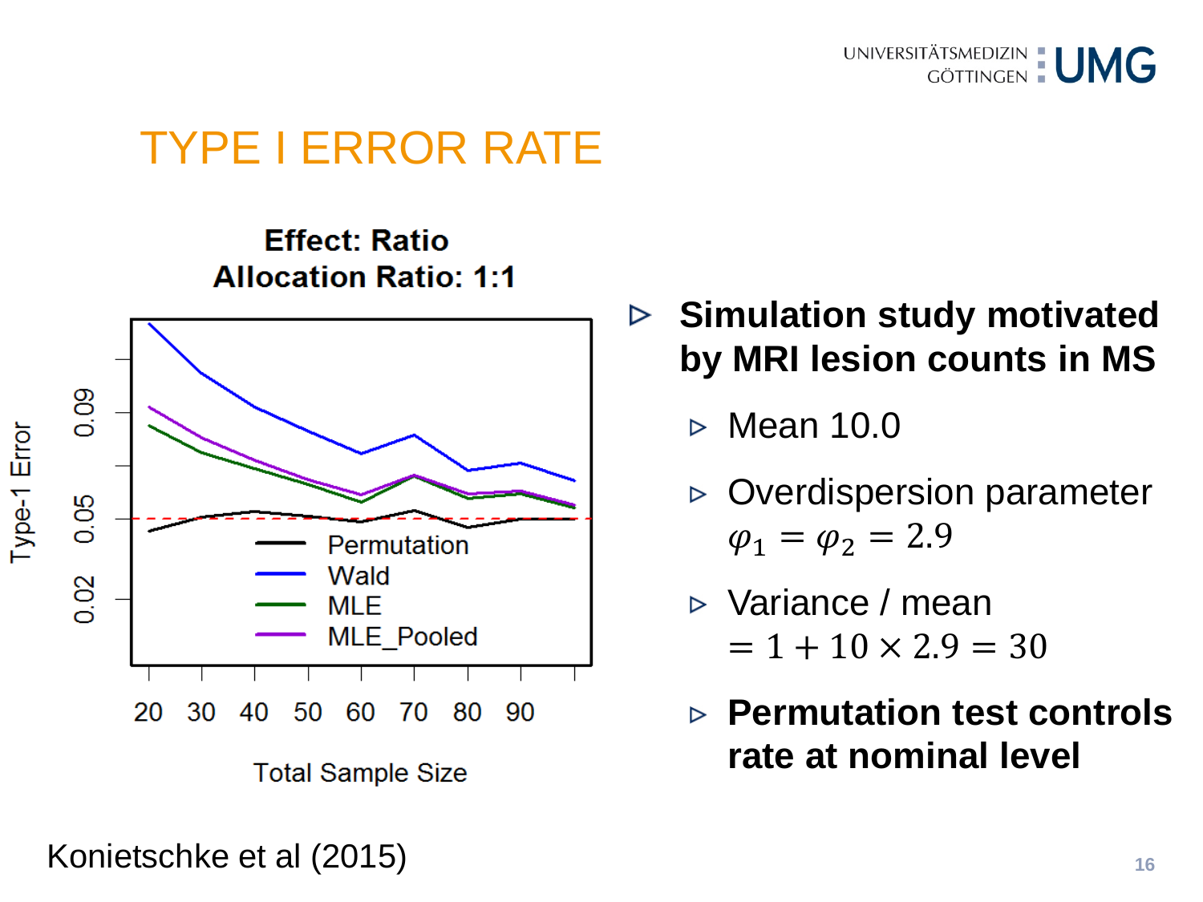# TYPE I ERROR RATE

**Effect: Ratio**
**Allocation Ratio: 1:1**

- **Simulation study motivated by MRI lesion counts in MS**
  - Mean 10.0
  - Overdispersion parameter $\varphi_1 = \varphi_2 = 2.9$
  - Variance / mean $= 1 + 10 \times 2.9 = 30$
  - **Permutation test controls rate at nominal level**

Konietschke et al (2015)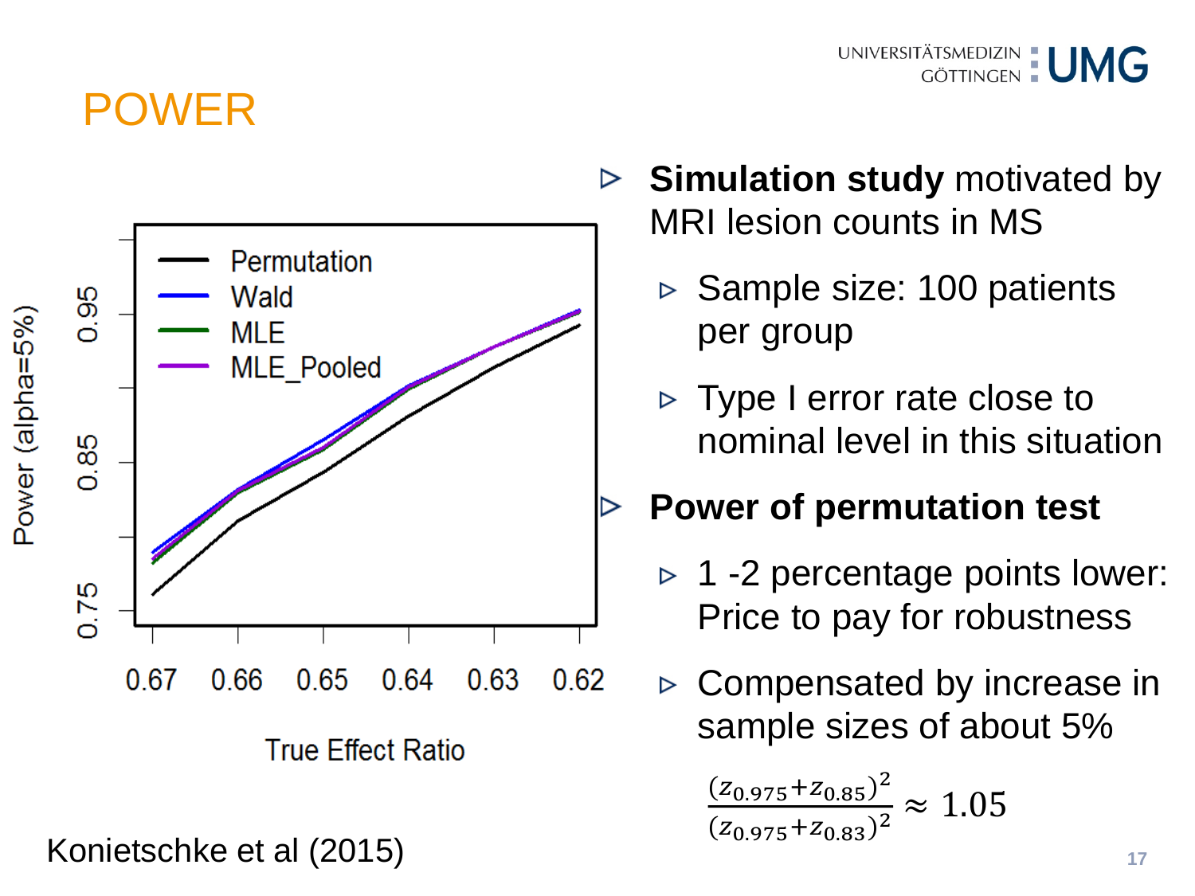# POWER

- **Simulation study** motivated by MRI lesion counts in MS
  - Sample size: 100 patients per group
  - Type I error rate close to nominal level in this situation
- **Power of permutation test**
  - 1 -2 percentage points lower: Price to pay for robustness
  - Compensated by increase in sample sizes of about 5%

$$\frac{(z_{0.975}+z_{0.85})^2}{(z_{0.975}+z_{0.83})^2} \approx 1.05$$

Konietschke et al (2015)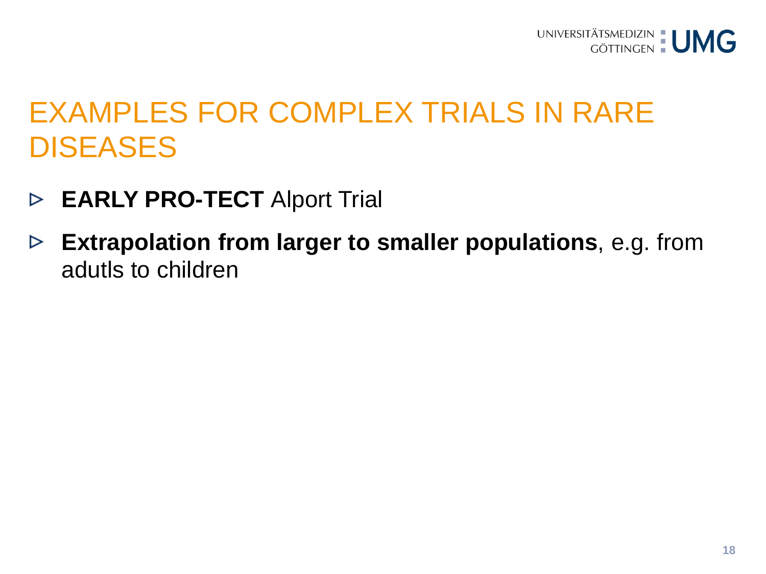# EXAMPLES FOR COMPLEX TRIALS IN RARE DISEASES

- **EARLY PRO-TECT** Alport Trial
- **Extrapolation from larger to smaller populations**, e.g. from adutls to children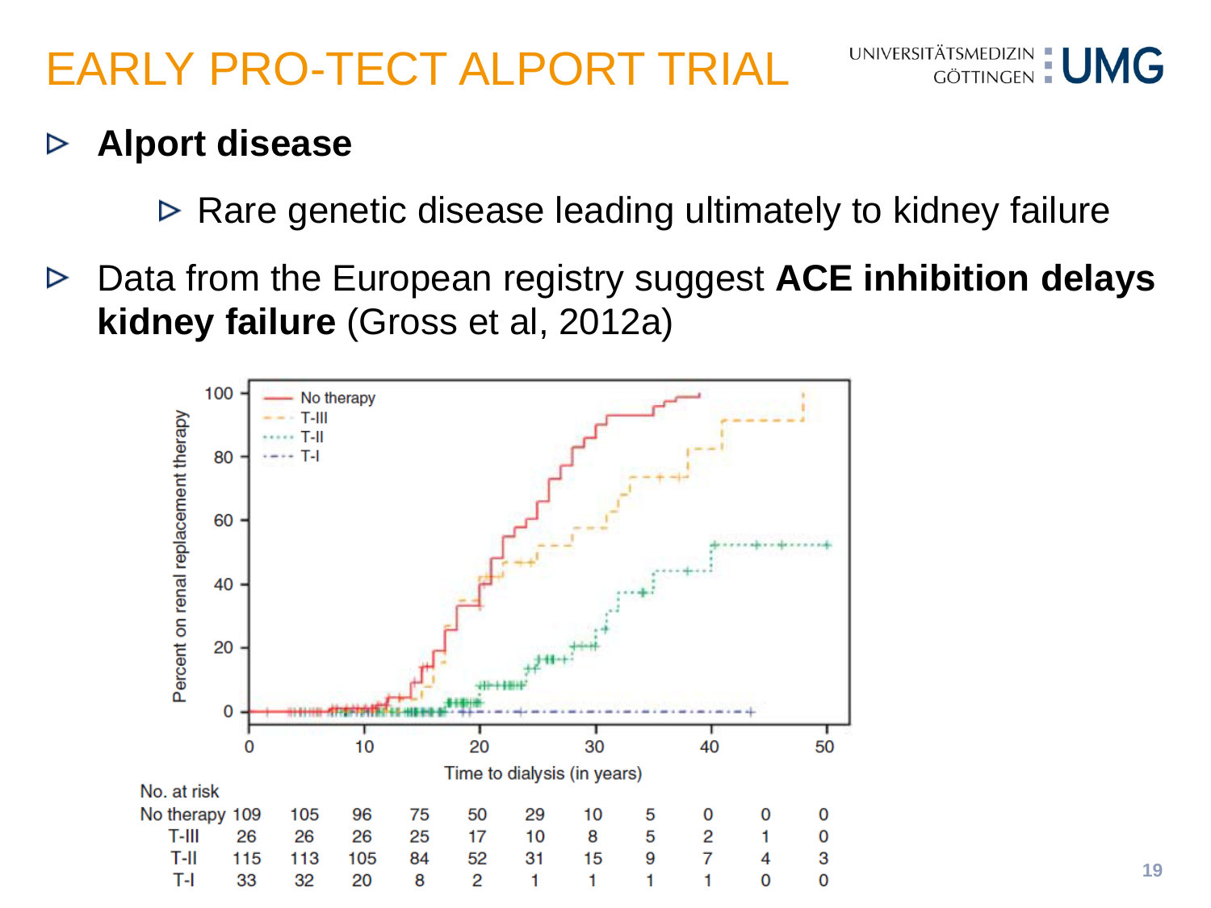# EARLY PRO-TECT ALPORT TRIAL

- **Alport disease**
  - Rare genetic disease leading ultimately to kidney failure
- Data from the European registry suggest **ACE inhibition delays kidney failure** (Gross et al, 2012a)

No. at risk

| | 0 | 5 | 10 | 15 | 20 | 25 | 30 | 35 | 40 | 45 | 50 |
|---|---|---|---|---|---|---|---|---|---|---|---|
| No therapy | 109 | 105 | 96 | 75 | 50 | 29 | 10 | 5 | 0 | 0 | 0 |
| T-III | 26 | 26 | 26 | 25 | 17 | 10 | 8 | 5 | 2 | 1 | 0 |
| T-II | 115 | 113 | 105 | 84 | 52 | 31 | 15 | 9 | 7 | 4 | 3 |
| T-I | 33 | 32 | 20 | 8 | 2 | 1 | 1 | 1 | 1 | 0 | 0 |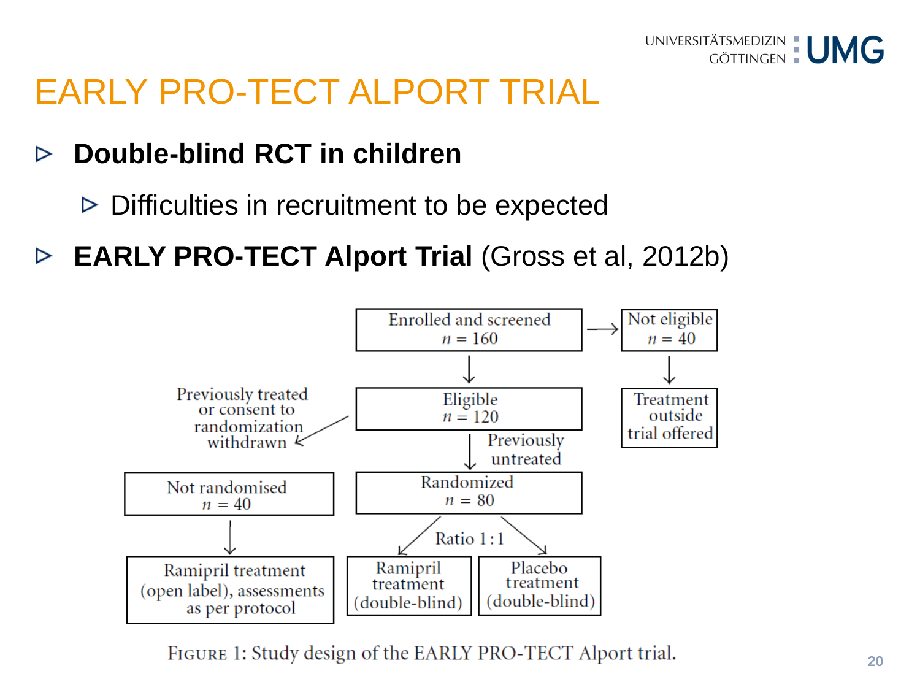# EARLY PRO-TECT ALPORT TRIAL

- **Double-blind RCT in children**
  - Difficulties in recruitment to be expected
- **EARLY PRO-TECT Alport Trial** (Gross et al, 2012b)

Enrolled and screened $n = 160$ → Not eligible $n = 40$ → Treatment outside trial offered

Enrolled and screened $n = 160$ → Eligible $n = 120$

Eligible → Previously treated or consent to randomization withdrawn → Not randomised $n = 40$ → Ramipril treatment (open label), assessments as per protocol

Eligible → Previously untreated → Randomized $n = 80$

Randomized → Ratio 1 : 1 → Ramipril treatment (double-blind) / Placebo treatment (double-blind)

Figure 1: Study design of the EARLY PRO-TECT Alport trial.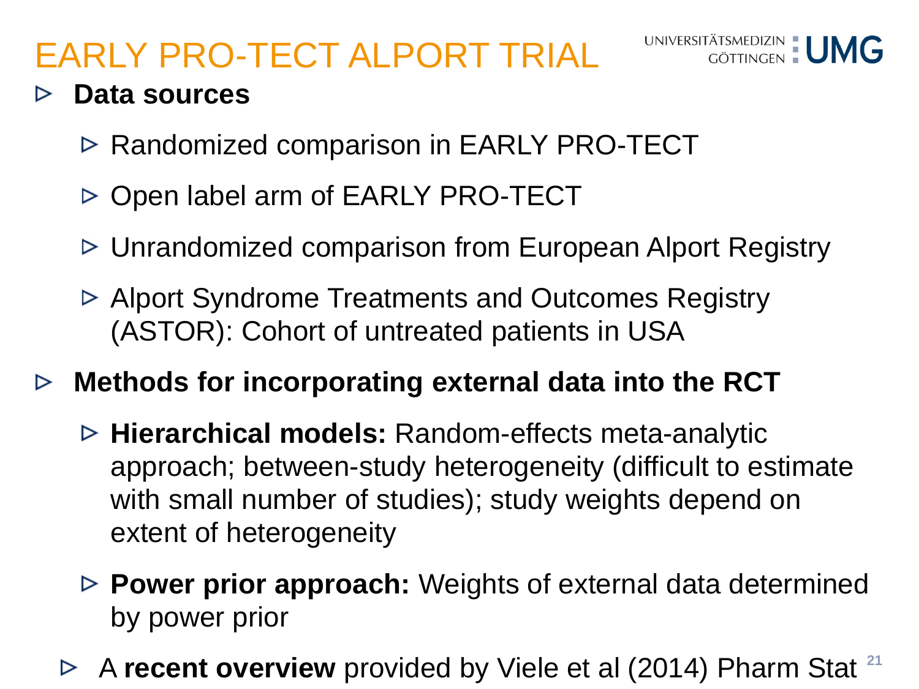# EARLY PRO-TECT ALPORT TRIAL

- **Data sources**
  - Randomized comparison in EARLY PRO-TECT
  - Open label arm of EARLY PRO-TECT
  - Unrandomized comparison from European Alport Registry
  - Alport Syndrome Treatments and Outcomes Registry (ASTOR): Cohort of untreated patients in USA
- **Methods for incorporating external data into the RCT**
  - **Hierarchical models:** Random-effects meta-analytic approach; between-study heterogeneity (difficult to estimate with small number of studies); study weights depend on extent of heterogeneity
  - **Power prior approach:** Weights of external data determined by power prior
- A **recent overview** provided by Viele et al (2014) Pharm Stat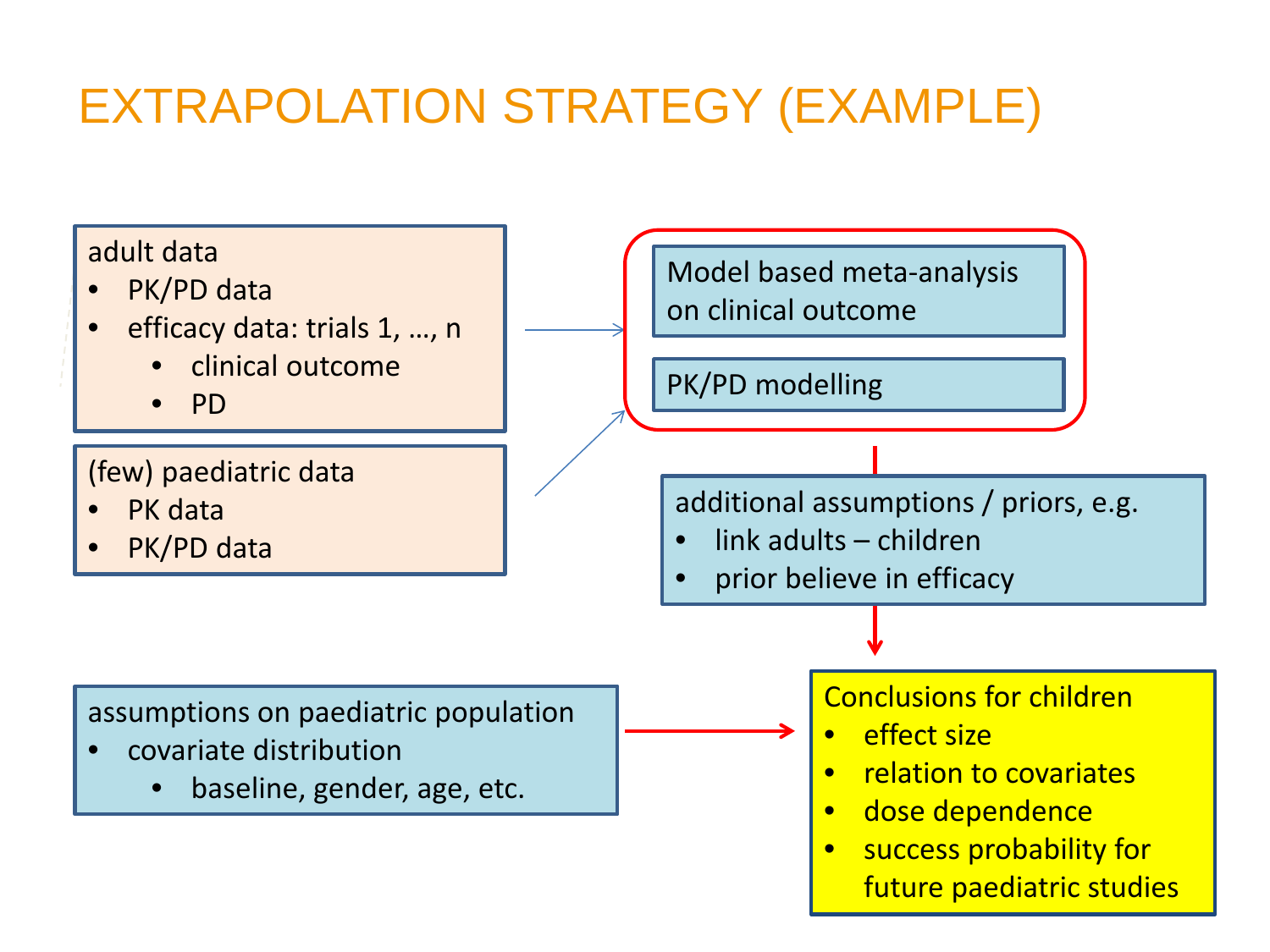# EXTRAPOLATION STRATEGY (EXAMPLE)

adult data
- PK/PD data
- efficacy data: trials 1, …, n
  - clinical outcome
  - PD

(few) paediatric data
- PK data
- PK/PD data

Model based meta-analysis on clinical outcome

PK/PD modelling

additional assumptions / priors, e.g.
- link adults – children
- prior believe in efficacy

assumptions on paediatric population
- covariate distribution
  - baseline, gender, age, etc.

Conclusions for children
- effect size
- relation to covariates
- dose dependence
- success probability for future paediatric studies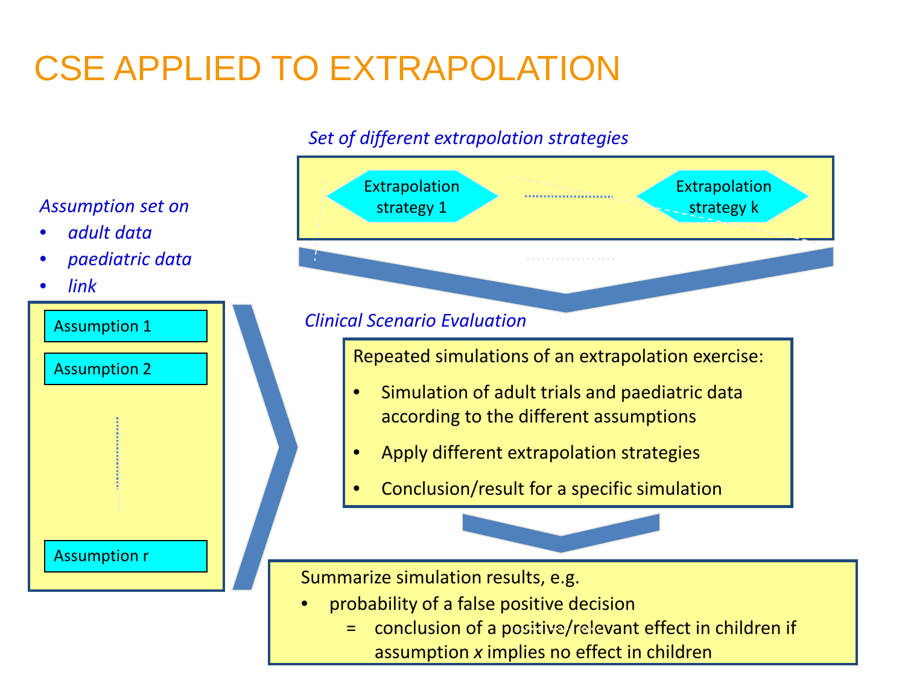# CSE APPLIED TO EXTRAPOLATION

*Set of different extrapolation strategies*

Extrapolation strategy 1 ...... Extrapolation strategy k

*Assumption set on*

- *adult data*
- *paediatric data*
- *link*

Assumption 1

Assumption 2

...

Assumption r

*Clinical Scenario Evaluation*

Repeated simulations of an extrapolation exercise:

- Simulation of adult trials and paediatric data according to the different assumptions
- Apply different extrapolation strategies
- Conclusion/result for a specific simulation

Summarize simulation results, e.g.

- probability of a false positive decision
  = conclusion of a positive/relevant effect in children if assumption *x* implies no effect in children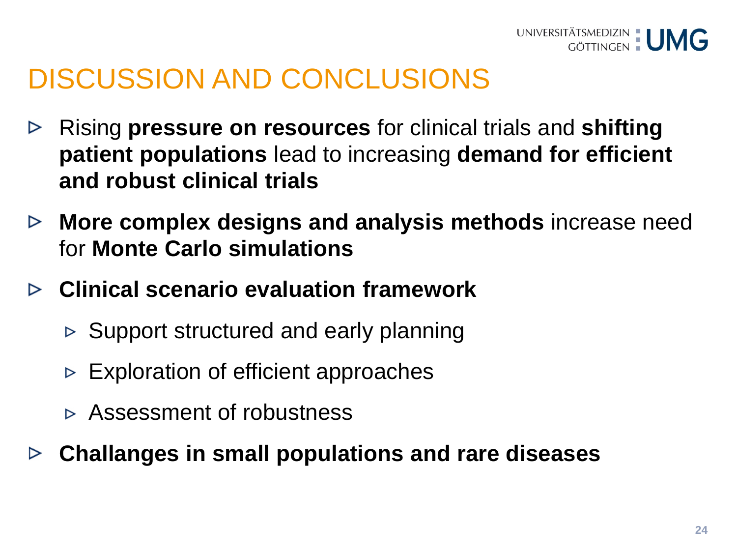# DISCUSSION AND CONCLUSIONS

- Rising **pressure on resources** for clinical trials and **shifting patient populations** lead to increasing **demand for efficient and robust clinical trials**
- **More complex designs and analysis methods** increase need for **Monte Carlo simulations**
- **Clinical scenario evaluation framework**
  - Support structured and early planning
  - Exploration of efficient approaches
  - Assessment of robustness
- **Challanges in small populations and rare diseases**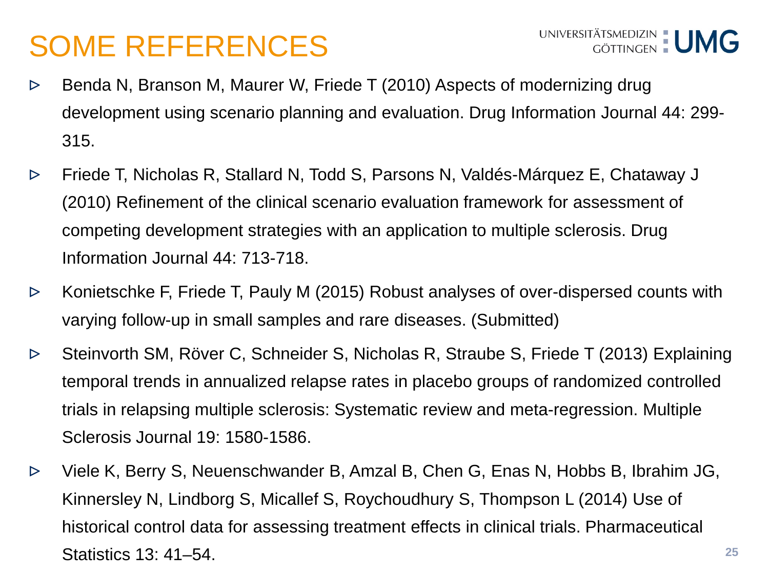# SOME REFERENCES

- Benda N, Branson M, Maurer W, Friede T (2010) Aspects of modernizing drug development using scenario planning and evaluation. Drug Information Journal 44: 299-315.
- Friede T, Nicholas R, Stallard N, Todd S, Parsons N, Valdés-Márquez E, Chataway J (2010) Refinement of the clinical scenario evaluation framework for assessment of competing development strategies with an application to multiple sclerosis. Drug Information Journal 44: 713-718.
- Konietschke F, Friede T, Pauly M (2015) Robust analyses of over-dispersed counts with varying follow-up in small samples and rare diseases. (Submitted)
- Steinvorth SM, Röver C, Schneider S, Nicholas R, Straube S, Friede T (2013) Explaining temporal trends in annualized relapse rates in placebo groups of randomized controlled trials in relapsing multiple sclerosis: Systematic review and meta-regression. Multiple Sclerosis Journal 19: 1580-1586.
- Viele K, Berry S, Neuenschwander B, Amzal B, Chen G, Enas N, Hobbs B, Ibrahim JG, Kinnersley N, Lindborg S, Micallef S, Roychoudhury S, Thompson L (2014) Use of historical control data for assessing treatment effects in clinical trials. Pharmaceutical Statistics 13: 41–54.